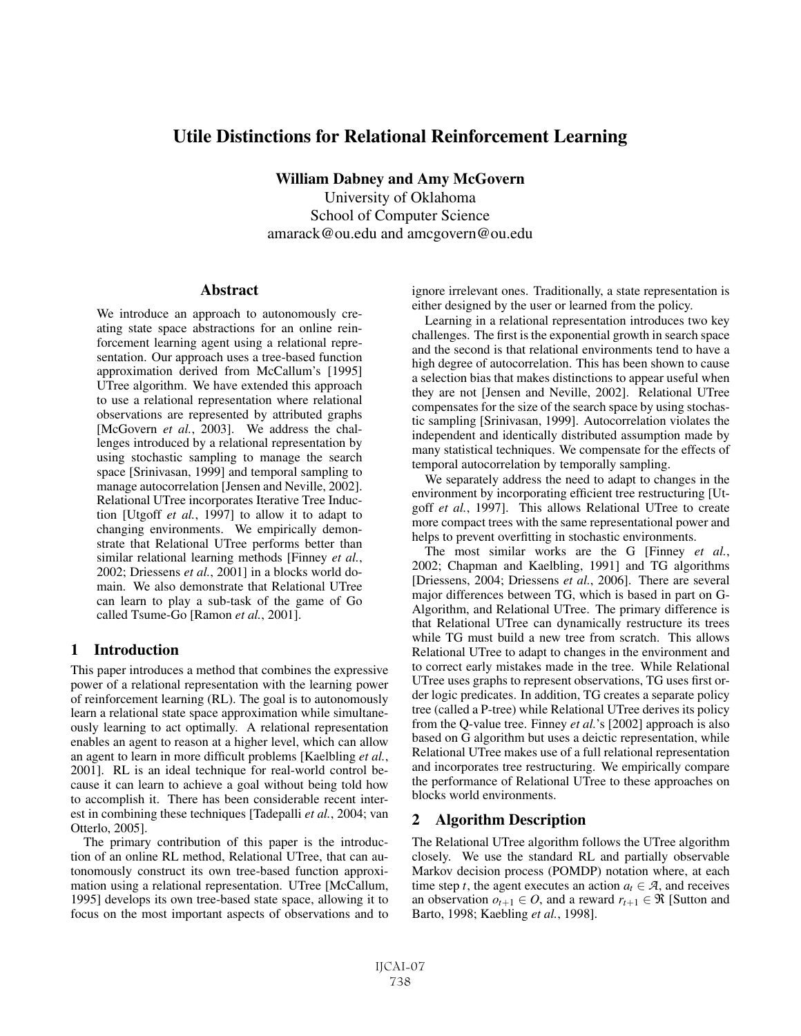# Utile Distinctions for Relational Reinforcement Learning

**William Dabney and Amy McGovern**

University of Oklahoma
School of Computer Science
amarack@ou.edu and amcgovern@ou.edu

## Abstract

We introduce an approach to autonomously creating state space abstractions for an online reinforcement learning agent using a relational representation. Our approach uses a tree-based function approximation derived from McCallum's [1995] UTree algorithm. We have extended this approach to use a relational representation where relational observations are represented by attributed graphs [McGovern *et al.*, 2003]. We address the challenges introduced by a relational representation by using stochastic sampling to manage the search space [Srinivasan, 1999] and temporal sampling to manage autocorrelation [Jensen and Neville, 2002]. Relational UTree incorporates Iterative Tree Induction [Utgoff *et al.*, 1997] to allow it to adapt to changing environments. We empirically demonstrate that Relational UTree performs better than similar relational learning methods [Finney *et al.*, 2002; Driessens *et al.*, 2001] in a blocks world domain. We also demonstrate that Relational UTree can learn to play a sub-task of the game of Go called Tsume-Go [Ramon *et al.*, 2001].

## 1 Introduction

This paper introduces a method that combines the expressive power of a relational representation with the learning power of reinforcement learning (RL). The goal is to autonomously learn a relational state space approximation while simultaneously learning to act optimally. A relational representation enables an agent to reason at a higher level, which can allow an agent to learn in more difficult problems [Kaelbling *et al.*, 2001]. RL is an ideal technique for real-world control because it can learn to achieve a goal without being told how to accomplish it. There has been considerable recent interest in combining these techniques [Tadepalli *et al.*, 2004; van Otterlo, 2005].

The primary contribution of this paper is the introduction of an online RL method, Relational UTree, that can autonomously construct its own tree-based function approximation using a relational representation. UTree [McCallum, 1995] develops its own tree-based state space, allowing it to focus on the most important aspects of observations and to ignore irrelevant ones. Traditionally, a state representation is either designed by the user or learned from the policy.

Learning in a relational representation introduces two key challenges. The first is the exponential growth in search space and the second is that relational environments tend to have a high degree of autocorrelation. This has been shown to cause a selection bias that makes distinctions to appear useful when they are not [Jensen and Neville, 2002]. Relational UTree compensates for the size of the search space by using stochastic sampling [Srinivasan, 1999]. Autocorrelation violates the independent and identically distributed assumption made by many statistical techniques. We compensate for the effects of temporal autocorrelation by temporally sampling.

We separately address the need to adapt to changes in the environment by incorporating efficient tree restructuring [Utgoff *et al.*, 1997]. This allows Relational UTree to create more compact trees with the same representational power and helps to prevent overfitting in stochastic environments.

The most similar works are the G [Finney *et al.*, 2002; Chapman and Kaelbling, 1991] and TG algorithms [Driessens, 2004; Driessens *et al.*, 2006]. There are several major differences between TG, which is based in part on G-Algorithm, and Relational UTree. The primary difference is that Relational UTree can dynamically restructure its trees while TG must build a new tree from scratch. This allows Relational UTree to adapt to changes in the environment and to correct early mistakes made in the tree. While Relational UTree uses graphs to represent observations, TG uses first order logic predicates. In addition, TG creates a separate policy tree (called a P-tree) while Relational UTree derives its policy from the Q-value tree. Finney *et al.*'s [2002] approach is also based on G algorithm but uses a deictic representation, while Relational UTree makes use of a full relational representation and incorporates tree restructuring. We empirically compare the performance of Relational UTree to these approaches on blocks world environments.

## 2 Algorithm Description

The Relational UTree algorithm follows the UTree algorithm closely. We use the standard RL and partially observable Markov decision process (POMDP) notation where, at each time step $t$, the agent executes an action $a_t \in \mathcal{A}$, and receives an observation $o_{t+1} \in O$, and a reward $r_{t+1} \in \Re$ [Sutton and Barto, 1998; Kaebling *et al.*, 1998].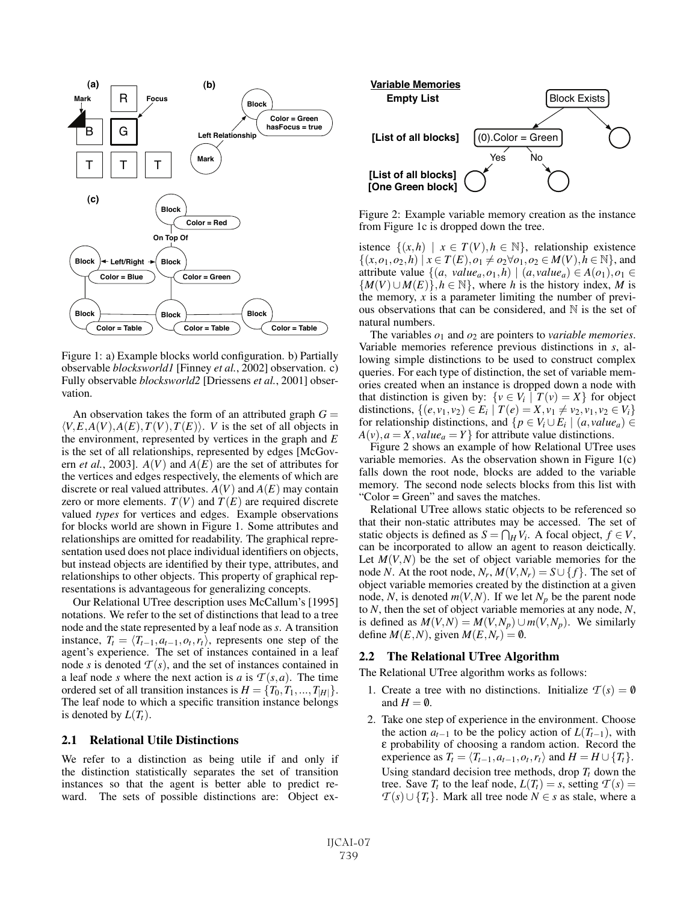Figure 1: a) Example blocks world configuration. b) Partially observable *blocksworld1* [Finney *et al.*, 2002] observation. c) Fully observable *blocksworld2* [Driessens *et al.*, 2001] observation.

An observation takes the form of an attributed graph $G = \langle V, E, A(V), A(E), T(V), T(E) \rangle$. $V$ is the set of all objects in the environment, represented by vertices in the graph and $E$ is the set of all relationships, represented by edges [McGovern *et al.*, 2003]. $A(V)$ and $A(E)$ are the set of attributes for the vertices and edges respectively, the elements of which are discrete or real valued attributes. $A(V)$ and $A(E)$ may contain zero or more elements. $T(V)$ and $T(E)$ are required discrete valued *types* for vertices and edges. Example observations for blocks world are shown in Figure 1. Some attributes and relationships are omitted for readability. The graphical representation used does not place individual identifiers on objects, but instead objects are identified by their type, attributes, and relationships to other objects. This property of graphical representations is advantageous for generalizing concepts.

Our Relational UTree description uses McCallum's [1995] notations. We refer to the set of distinctions that lead to a tree node and the state represented by a leaf node as $s$. A transition instance, $T_t = \langle T_{t-1}, a_{t-1}, o_t, r_t \rangle$, represents one step of the agent's experience. The set of instances contained in a leaf node $s$ is denoted $\mathcal{T}(s)$, and the set of instances contained in a leaf node $s$ where the next action is $a$ is $\mathcal{T}(s,a)$. The time ordered set of all transition instances is $H = \{T_0, T_1, ..., T_{|H|}\}$. The leaf node to which a specific transition instance belongs is denoted by $L(T_t)$.

### 2.1 Relational Utile Distinctions

We refer to a distinction as being utile if and only if the distinction statistically separates the set of transition instances so that the agent is better able to predict reward. The sets of possible distinctions are: Object existence $\{(x,h) \mid x \in T(V), h \in \mathbb{N}\}$, relationship existence $\{(x,o_1,o_2,h) \mid x \in T(E), o_1 \neq o_2 \forall o_1,o_2 \in M(V), h \in \mathbb{N}\}$, and attribute value $\{(a,\ value_a, o_1, h) \mid (a, value_a) \in A(o_1), o_1 \in \{M(V) \cup M(E)\}, h \in \mathbb{N}\}$, where $h$ is the history index, $M$ is the memory, $x$ is a parameter limiting the number of previous observations that can be considered, and $\mathbb{N}$ is the set of natural numbers.

Figure 2: Example variable memory creation as the instance from Figure 1c is dropped down the tree.

The variables $o_1$ and $o_2$ are pointers to *variable memories*. Variable memories reference previous distinctions in $s$, allowing simple distinctions to be used to construct complex queries. For each type of distinction, the set of variable memories created when an instance is dropped down a node with that distinction is given by: $\{v \in V_i \mid T(v) = X\}$ for object distinctions, $\{(e, v_1, v_2) \in E_i \mid T(e) = X, v_1 \neq v_2, v_1, v_2 \in V_i\}$ for relationship distinctions, and $\{p \in V_i \cup E_i \mid (a, value_a) \in A(v), a = X, value_a = Y\}$ for attribute value distinctions.

Figure 2 shows an example of how Relational UTree uses variable memories. As the observation shown in Figure 1(c) falls down the root node, blocks are added to the variable memory. The second node selects blocks from this list with "Color = Green" and saves the matches.

Relational UTree allows static objects to be referenced so that their non-static attributes may be accessed. The set of static objects is defined as $S = \bigcap_H V_i$. A focal object, $f \in V$, can be incorporated to allow an agent to reason deictically. Let $M(V,N)$ be the set of object variable memories for the node $N$. At the root node, $N_r$, $M(V,N_r) = S \cup \{f\}$. The set of object variable memories created by the distinction at a given node, $N$, is denoted $m(V,N)$. If we let $N_p$ be the parent node to $N$, then the set of object variable memories at any node, $N$, is defined as $M(V,N) = M(V,N_p) \cup m(V,N_p)$. We similarly define $M(E,N)$, given $M(E,N_r) = \emptyset$.

### 2.2 The Relational UTree Algorithm

The Relational UTree algorithm works as follows:

1. Create a tree with no distinctions. Initialize $\mathcal{T}(s) = \emptyset$ and $H = \emptyset$.
2. Take one step of experience in the environment. Choose the action $a_{t-1}$ to be the policy action of $L(T_{t-1})$, with $\epsilon$ probability of choosing a random action. Record the experience as $T_t = \langle T_{t-1}, a_{t-1}, o_t, r_t \rangle$ and $H = H \cup \{T_t\}$. Using standard decision tree methods, drop $T_t$ down the tree. Save $T_t$ to the leaf node, $L(T_t) = s$, setting $\mathcal{T}(s) = \mathcal{T}(s) \cup \{T_t\}$. Mark all tree node $N \in s$ as stale, where a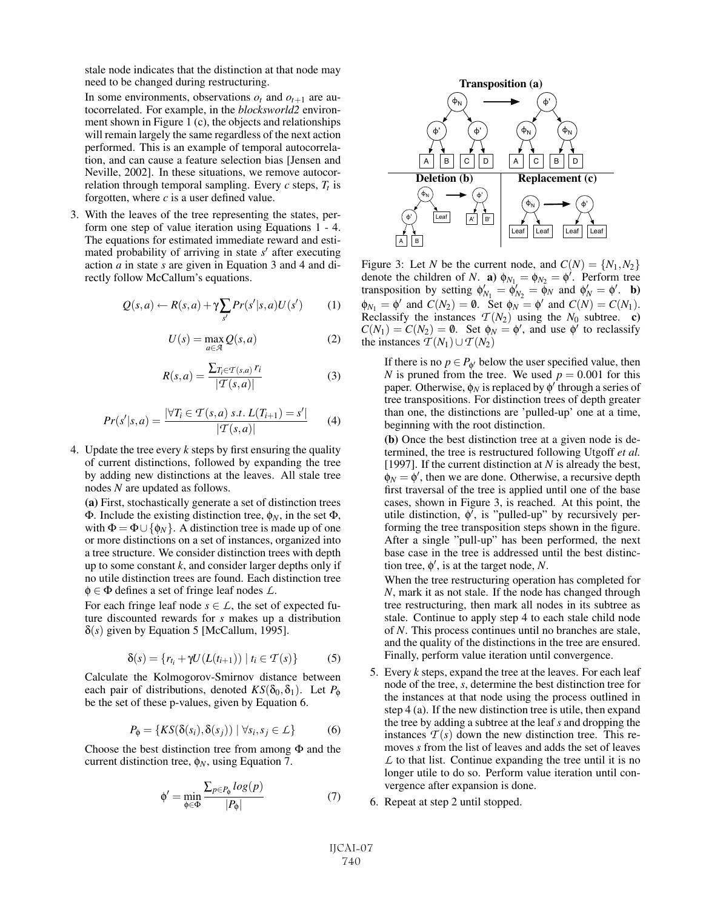stale node indicates that the distinction at that node may need to be changed during restructuring.

In some environments, observations $o_t$ and $o_{t+1}$ are autocorrelated. For example, in the *blocksworld2* environment shown in Figure 1 (c), the objects and relationships will remain largely the same regardless of the next action performed. This is an example of temporal autocorrelation, and can cause a feature selection bias [Jensen and Neville, 2002]. In these situations, we remove autocorrelation through temporal sampling. Every $c$ steps, $T_t$ is forgotten, where $c$ is a user defined value.

3. With the leaves of the tree representing the states, perform one step of value iteration using Equations 1 - 4. The equations for estimated immediate reward and estimated probability of arriving in state $s'$ after executing action $a$ in state $s$ are given in Equation 3 and 4 and directly follow McCallum's equations.

$$Q(s,a) \leftarrow R(s,a) + \gamma \sum_{s'} Pr(s'|s,a) U(s') \tag{1}$$

$$U(s) = \max_{a \in \mathcal{A}} Q(s,a) \tag{2}$$

$$R(s,a) = \frac{\sum_{T_i \in \mathcal{T}(s,a)} r_i}{|\mathcal{T}(s,a)|} \tag{3}$$

$$Pr(s'|s,a) = \frac{|\forall T_i \in \mathcal{T}(s,a) \; s.t. \; L(T_{i+1}) = s'|}{|\mathcal{T}(s,a)|} \tag{4}$$

4. Update the tree every $k$ steps by first ensuring the quality of current distinctions, followed by expanding the tree by adding new distinctions at the leaves. All stale tree nodes $N$ are updated as follows.

**(a)** First, stochastically generate a set of distinction trees $\Phi$. Include the existing distinction tree, $\phi_N$, in the set $\Phi$, with $\Phi = \Phi \cup \{\phi_N\}$. A distinction tree is made up of one or more distinctions on a set of instances, organized into a tree structure. We consider distinction trees with depth up to some constant $k$, and consider larger depths only if no utile distinction trees are found. Each distinction tree $\phi \in \Phi$ defines a set of fringe leaf nodes $\mathcal{L}$.

For each fringe leaf node $s \in \mathcal{L}$, the set of expected future discounted rewards for $s$ makes up a distribution $\delta(s)$ given by Equation 5 [McCallum, 1995].

$$\delta(s) = \{r_{t_i} + \gamma U(L(t_{i+1})) \mid t_i \in \mathcal{T}(s)\} \tag{5}$$

Calculate the Kolmogorov-Smirnov distance between each pair of distributions, denoted $KS(\delta_0, \delta_1)$. Let $P_\phi$ be the set of these p-values, given by Equation 6.

$$P_\phi = \{KS(\delta(s_i), \delta(s_j)) \mid \forall s_i, s_j \in \mathcal{L}\} \tag{6}$$

Choose the best distinction tree from among $\Phi$ and the current distinction tree, $\phi_N$, using Equation 7.

$$\phi' = \min_{\phi \in \Phi} \frac{\sum_{p \in P_\phi} log(p)}{|P_\phi|} \tag{7}$$

Figure 3: Let $N$ be the current node, and $C(N) = \{N_1, N_2\}$ denote the children of $N$. **a)** $\phi_{N_1} = \phi_{N_2} = \phi'$. Perform tree transposition by setting $\phi'_{N_1} = \phi'_{N_2} = \phi_N$ and $\phi'_N = \phi'$. **b)** $\phi_{N_1} = \phi'$ and $C(N_2) = \emptyset$. Set $\phi_N = \phi'$ and $C(N) = C(N_1)$. Reclassify the instances $\mathcal{T}(N_2)$ using the $N_0$ subtree. **c)** $C(N_1) = C(N_2) = \emptyset$. Set $\phi_N = \phi'$, and use $\phi'$ to reclassify the instances $\mathcal{T}(N_1) \cup \mathcal{T}(N_2)$

If there is no $p \in P_{\phi'}$ below the user specified value, then $N$ is pruned from the tree. We used $p = 0.001$ for this paper. Otherwise, $\phi_N$ is replaced by $\phi'$ through a series of tree transpositions. For distinction trees of depth greater than one, the distinctions are 'pulled-up' one at a time, beginning with the root distinction.

**(b)** Once the best distinction tree at a given node is determined, the tree is restructured following Utgoff *et al.* [1997]. If the current distinction at $N$ is already the best, $\phi_N = \phi'$, then we are done. Otherwise, a recursive depth first traversal of the tree is applied until one of the base cases, shown in Figure 3, is reached. At this point, the utile distinction, $\phi'$, is "pulled-up" by recursively performing the tree transposition steps shown in the figure. After a single "pull-up" has been performed, the next base case in the tree is addressed until the best distinction tree, $\phi'$, is at the target node, $N$.

When the tree restructuring operation has completed for $N$, mark it as not stale. If the node has changed through tree restructuring, then mark all nodes in its subtree as stale. Continue to apply step 4 to each stale child node of $N$. This process continues until no branches are stale, and the quality of the distinctions in the tree are ensured. Finally, perform value iteration until convergence.

5. Every $k$ steps, expand the tree at the leaves. For each leaf node of the tree, $s$, determine the best distinction tree for the instances at that node using the process outlined in step 4 (a). If the new distinction tree is utile, then expand the tree by adding a subtree at the leaf $s$ and dropping the instances $\mathcal{T}(s)$ down the new distinction tree. This removes $s$ from the list of leaves and adds the set of leaves $\mathcal{L}$ to that list. Continue expanding the tree until it is no longer utile to do so. Perform value iteration until convergence after expansion is done.

6. Repeat at step 2 until stopped.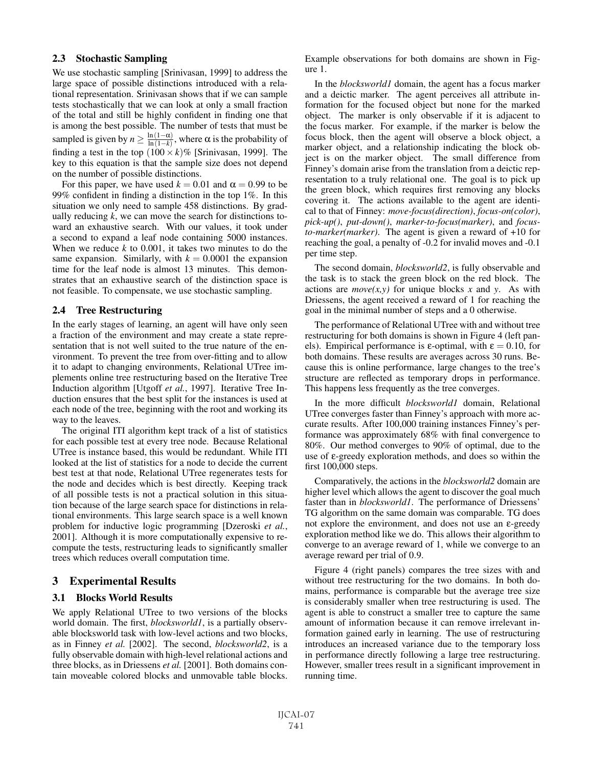### 2.3 Stochastic Sampling

We use stochastic sampling [Srinivasan, 1999] to address the large space of possible distinctions introduced with a relational representation. Srinivasan shows that if we can sample tests stochastically that we can look at only a small fraction of the total and still be highly confident in finding one that is among the best possible. The number of tests that must be sampled is given by $n \geq \frac{\ln(1-\alpha)}{\ln(1-k)}$, where $\alpha$ is the probability of finding a test in the top $(100 \times k)\%$ [Srinivasan, 1999]. The key to this equation is that the sample size does not depend on the number of possible distinctions.

For this paper, we have used $k = 0.01$ and $\alpha = 0.99$ to be 99% confident in finding a distinction in the top 1%. In this situation we only need to sample 458 distinctions. By gradually reducing $k$, we can move the search for distinctions toward an exhaustive search. With our values, it took under a second to expand a leaf node containing 5000 instances. When we reduce $k$ to 0.001, it takes two minutes to do the same expansion. Similarly, with $k = 0.0001$ the expansion time for the leaf node is almost 13 minutes. This demonstrates that an exhaustive search of the distinction space is not feasible. To compensate, we use stochastic sampling.

### 2.4 Tree Restructuring

In the early stages of learning, an agent will have only seen a fraction of the environment and may create a state representation that is not well suited to the true nature of the environment. To prevent the tree from over-fitting and to allow it to adapt to changing environments, Relational UTree implements online tree restructuring based on the Iterative Tree Induction algorithm [Utgoff *et al.*, 1997]. Iterative Tree Induction ensures that the best split for the instances is used at each node of the tree, beginning with the root and working its way to the leaves.

The original ITI algorithm kept track of a list of statistics for each possible test at every tree node. Because Relational UTree is instance based, this would be redundant. While ITI looked at the list of statistics for a node to decide the current best test at that node, Relational UTree regenerates tests for the node and decides which is best directly. Keeping track of all possible tests is not a practical solution in this situation because of the large search space for distinctions in relational environments. This large search space is a well known problem for inductive logic programming [Dzeroski *et al.*, 2001]. Although it is more computationally expensive to recompute the tests, restructuring leads to significantly smaller trees which reduces overall computation time.

## 3 Experimental Results

### 3.1 Blocks World Results

We apply Relational UTree to two versions of the blocks world domain. The first, *blocksworld1*, is a partially observable blocksworld task with low-level actions and two blocks, as in Finney *et al.* [2002]. The second, *blocksworld2*, is a fully observable domain with high-level relational actions and three blocks, as in Driessens *et al.* [2001]. Both domains contain moveable colored blocks and unmovable table blocks. Example observations for both domains are shown in Figure 1.

In the *blocksworld1* domain, the agent has a focus marker and a deictic marker. The agent perceives all attribute information for the focused object but none for the marked object. The marker is only observable if it is adjacent to the focus marker. For example, if the marker is below the focus block, then the agent will observe a block object, a marker object, and a relationship indicating the block object is on the marker object. The small difference from Finney's domain arise from the translation from a deictic representation to a truly relational one. The goal is to pick up the green block, which requires first removing any blocks covering it. The actions available to the agent are identical to that of Finney: *move-focus(direction)*, *focus-on(color)*, *pick-up()*, *put-down()*, *marker-to-focus(marker)*, and *focus-to-marker(marker)*. The agent is given a reward of +10 for reaching the goal, a penalty of -0.2 for invalid moves and -0.1 per time step.

The second domain, *blocksworld2*, is fully observable and the task is to stack the green block on the red block. The actions are *move(x,y)* for unique blocks *x* and *y*. As with Driessens, the agent received a reward of 1 for reaching the goal in the minimal number of steps and a 0 otherwise.

The performance of Relational UTree with and without tree restructuring for both domains is shown in Figure 4 (left panels). Empirical performance is $\varepsilon$-optimal, with $\varepsilon = 0.10$, for both domains. These results are averages across 30 runs. Because this is online performance, large changes to the tree's structure are reflected as temporary drops in performance. This happens less frequently as the tree converges.

In the more difficult *blocksworld1* domain, Relational UTree converges faster than Finney's approach with more accurate results. After 100,000 training instances Finney's performance was approximately 68% with final convergence to 80%. Our method converges to 90% of optimal, due to the use of $\varepsilon$-greedy exploration methods, and does so within the first 100,000 steps.

Comparatively, the actions in the *blocksworld2* domain are higher level which allows the agent to discover the goal much faster than in *blocksworld1*. The performance of Driessens' TG algorithm on the same domain was comparable. TG does not explore the environment, and does not use an $\varepsilon$-greedy exploration method like we do. This allows their algorithm to converge to an average reward of 1, while we converge to an average reward per trial of 0.9.

Figure 4 (right panels) compares the tree sizes with and without tree restructuring for the two domains. In both domains, performance is comparable but the average tree size is considerably smaller when tree restructuring is used. The agent is able to construct a smaller tree to capture the same amount of information because it can remove irrelevant information gained early in learning. The use of restructuring introduces an increased variance due to the temporary loss in performance directly following a large tree restructuring. However, smaller trees result in a significant improvement in running time.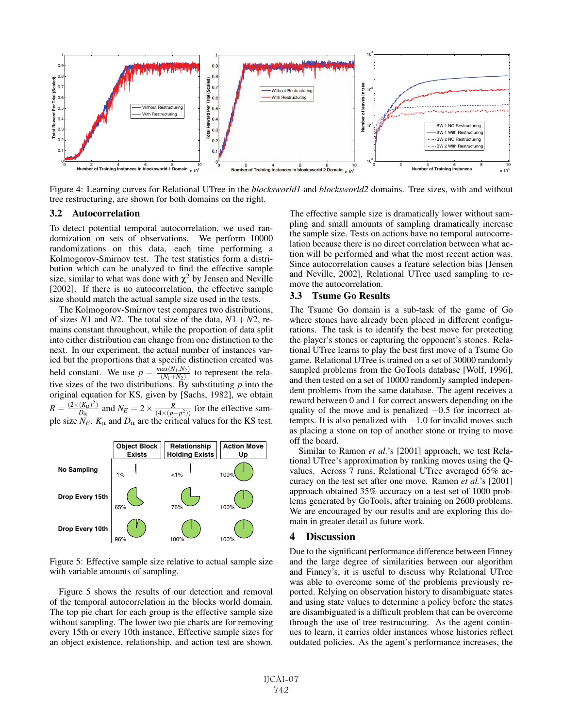Figure 4: Learning curves for Relational UTree in the *blocksworld1* and *blocksworld2* domains. Tree sizes, with and without tree restructuring, are shown for both domains on the right.

### 3.2 Autocorrelation

To detect potential temporal autocorrelation, we used randomization on sets of observations. We perform 10000 randomizations on this data, each time performing a Kolmogorov-Smirnov test. The test statistics form a distribution which can be analyzed to find the effective sample size, similar to what was done with $\chi^2$ by Jensen and Neville [2002]. If there is no autocorrelation, the effective sample size should match the actual sample size used in the tests.

The Kolmogorov-Smirnov test compares two distributions, of sizes $N1$ and $N2$. The total size of the data, $N1+N2$, remains constant throughout, while the proportion of data split into either distribution can change from one distinction to the next. In our experiment, the actual number of instances varied but the proportions that a specific distinction created was held constant. We use $p = \frac{max(N_1, N_2)}{(N_1+N_2)}$ to represent the relative sizes of the two distributions. By substituting $p$ into the original equation for KS, given by [Sachs, 1982], we obtain $R = \frac{(2 \times (K_\alpha)^2)}{D_\alpha}$ and $N_E = 2 \times \frac{R}{(4 \times (p-p^2))}$ for the effective sample size $N_E$. $K_\alpha$ and $D_\alpha$ are the critical values for the KS test.

| | Object Block Exists | Relationship Holding Exists | Action Move Up |
|---|---|---|---|
| No Sampling | 1% | <1% | 100% |
| Drop Every 15th | 65% | 76% | 100% |
| Drop Every 10th | 96% | 100% | 100% |

Figure 5: Effective sample size relative to actual sample size with variable amounts of sampling.

Figure 5 shows the results of our detection and removal of the temporal autocorrelation in the blocks world domain. The top pie chart for each group is the effective sample size without sampling. The lower two pie charts are for removing every 15th or every 10th instance. Effective sample sizes for an object existence, relationship, and action test are shown. The effective sample size is dramatically lower without sampling and small amounts of sampling dramatically increase the sample size. Tests on actions have no temporal autocorrelation because there is no direct correlation between what action will be performed and what the most recent action was. Since autocorrelation causes a feature selection bias [Jensen and Neville, 2002], Relational UTree used sampling to remove the autocorrelation.

### 3.3 Tsume Go Results

The Tsume Go domain is a sub-task of the game of Go where stones have already been placed in different configurations. The task is to identify the best move for protecting the player's stones or capturing the opponent's stones. Relational UTree learns to play the best first move of a Tsume Go game. Relational UTree is trained on a set of 30000 randomly sampled problems from the GoTools database [Wolf, 1996], and then tested on a set of 10000 randomly sampled independent problems from the same database. The agent receives a reward between 0 and 1 for correct answers depending on the quality of the move and is penalized $-0.5$ for incorrect attempts. It is also penalized with $-1.0$ for invalid moves such as placing a stone on top of another stone or trying to move off the board.

Similar to Ramon *et al.*'s [2001] approach, we test Relational UTree's approximation by ranking moves using the Q-values. Across 7 runs, Relational UTree averaged 65% accuracy on the test set after one move. Ramon *et al.*'s [2001] approach obtained 35% accuracy on a test set of 1000 problems generated by GoTools, after training on 2600 problems. We are encouraged by our results and are exploring this domain in greater detail as future work.

## 4 Discussion

Due to the significant performance difference between Finney and the large degree of similarities between our algorithm and Finney's, it is useful to discuss why Relational UTree was able to overcome some of the problems previously reported. Relying on observation history to disambiguate states and using state values to determine a policy before the states are disambiguated is a difficult problem that can be overcome through the use of tree restructuring. As the agent continues to learn, it carries older instances whose histories reflect outdated policies. As the agent's performance increases, the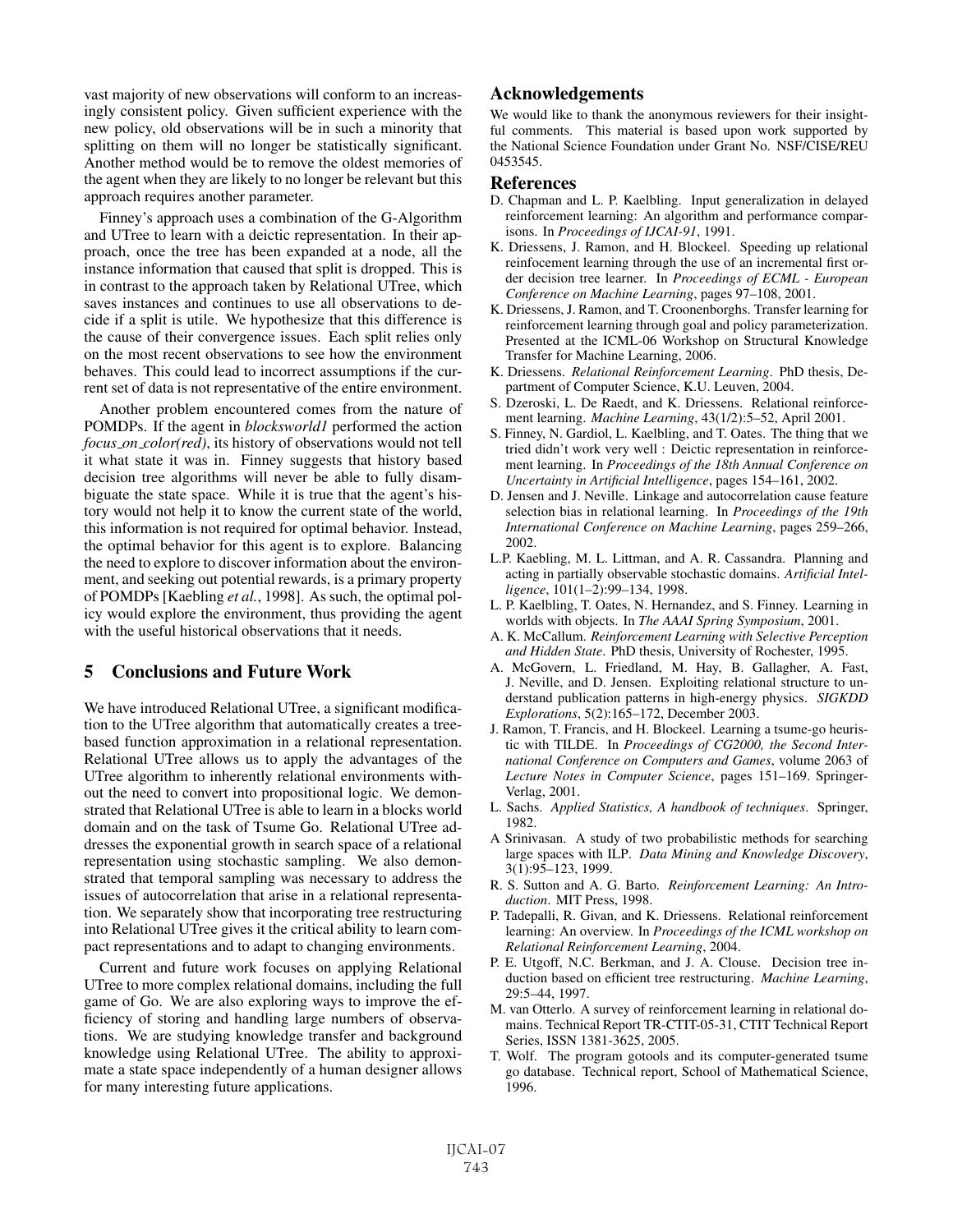vast majority of new observations will conform to an increasingly consistent policy. Given sufficient experience with the new policy, old observations will be in such a minority that splitting on them will no longer be statistically significant. Another method would be to remove the oldest memories of the agent when they are likely to no longer be relevant but this approach requires another parameter.

Finney's approach uses a combination of the G-Algorithm and UTree to learn with a deictic representation. In their approach, once the tree has been expanded at a node, all the instance information that caused that split is dropped. This is in contrast to the approach taken by Relational UTree, which saves instances and continues to use all observations to decide if a split is utile. We hypothesize that this difference is the cause of their convergence issues. Each split relies only on the most recent observations to see how the environment behaves. This could lead to incorrect assumptions if the current set of data is not representative of the entire environment.

Another problem encountered comes from the nature of POMDPs. If the agent in *blocksworld1* performed the action *focus_on_color(red)*, its history of observations would not tell it what state it was in. Finney suggests that history based decision tree algorithms will never be able to fully disambiguate the state space. While it is true that the agent's history would not help it to know the current state of the world, this information is not required for optimal behavior. Instead, the optimal behavior for this agent is to explore. Balancing the need to explore to discover information about the environment, and seeking out potential rewards, is a primary property of POMDPs [Kaebling *et al.*, 1998]. As such, the optimal policy would explore the environment, thus providing the agent with the useful historical observations that it needs.

## 5 Conclusions and Future Work

We have introduced Relational UTree, a significant modification to the UTree algorithm that automatically creates a tree-based function approximation in a relational representation. Relational UTree allows us to apply the advantages of the UTree algorithm to inherently relational environments without the need to convert into propositional logic. We demonstrated that Relational UTree is able to learn in a blocks world domain and on the task of Tsume Go. Relational UTree addresses the exponential growth in search space of a relational representation using stochastic sampling. We also demonstrated that temporal sampling was necessary to address the issues of autocorrelation that arise in a relational representation. We separately show that incorporating tree restructuring into Relational UTree gives it the critical ability to learn compact representations and to adapt to changing environments.

Current and future work focuses on applying Relational UTree to more complex relational domains, including the full game of Go. We are also exploring ways to improve the efficiency of storing and handling large numbers of observations. We are studying knowledge transfer and background knowledge using Relational UTree. The ability to approximate a state space independently of a human designer allows for many interesting future applications.

## Acknowledgements

We would like to thank the anonymous reviewers for their insightful comments. This material is based upon work supported by the National Science Foundation under Grant No. NSF/CISE/REU 0453545.

## References

D. Chapman and L. P. Kaelbling. Input generalization in delayed reinforcement learning: An algorithm and performance comparisons. In *Proceedings of IJCAI-91*, 1991.

K. Driessens, J. Ramon, and H. Blockeel. Speeding up relational reinfocement learning through the use of an incremental first order decision tree learner. In *Proceedings of ECML - European Conference on Machine Learning*, pages 97–108, 2001.

K. Driessens, J. Ramon, and T. Croonenborghs. Transfer learning for reinforcement learning through goal and policy parameterization. Presented at the ICML-06 Workshop on Structural Knowledge Transfer for Machine Learning, 2006.

K. Driessens. *Relational Reinforcement Learning*. PhD thesis, Department of Computer Science, K.U. Leuven, 2004.

S. Dzeroski, L. De Raedt, and K. Driessens. Relational reinforcement learning. *Machine Learning*, 43(1/2):5–52, April 2001.

S. Finney, N. Gardiol, L. Kaelbling, and T. Oates. The thing that we tried didn't work very well : Deictic representation in reinforcement learning. In *Proceedings of the 18th Annual Conference on Uncertainty in Artificial Intelligence*, pages 154–161, 2002.

D. Jensen and J. Neville. Linkage and autocorrelation cause feature selection bias in relational learning. In *Proceedings of the 19th International Conference on Machine Learning*, pages 259–266, 2002.

L.P. Kaelbling, M. L. Littman, and A. R. Cassandra. Planning and acting in partially observable stochastic domains. *Artificial Intelligence*, 101(1–2):99–134, 1998.

L. P. Kaelbling, T. Oates, N. Hernandez, and S. Finney. Learning in worlds with objects. In *The AAAI Spring Symposium*, 2001.

A. K. McCallum. *Reinforcement Learning with Selective Perception and Hidden State*. PhD thesis, University of Rochester, 1995.

A. McGovern, L. Friedland, M. Hay, B. Gallagher, A. Fast, J. Neville, and D. Jensen. Exploiting relational structure to understand publication patterns in high-energy physics. *SIGKDD Explorations*, 5(2):165–172, December 2003.

J. Ramon, T. Francis, and H. Blockeel. Learning a tsume-go heuristic with TILDE. In *Proceedings of CG2000, the Second International Conference on Computers and Games*, volume 2063 of *Lecture Notes in Computer Science*, pages 151–169. Springer-Verlag, 2001.

L. Sachs. *Applied Statistics, A handbook of techniques*. Springer, 1982.

A Srinivasan. A study of two probabilistic methods for searching large spaces with ILP. *Data Mining and Knowledge Discovery*, 3(1):95–123, 1999.

R. S. Sutton and A. G. Barto. *Reinforcement Learning: An Introduction*. MIT Press, 1998.

P. Tadepalli, R. Givan, and K. Driessens. Relational reinforcement learning: An overview. In *Proceedings of the ICML workshop on Relational Reinforcement Learning*, 2004.

P. E. Utgoff, N.C. Berkman, and J. A. Clouse. Decision tree induction based on efficient tree restructuring. *Machine Learning*, 29:5–44, 1997.

M. van Otterlo. A survey of reinforcement learning in relational domains. Technical Report TR-CTIT-05-31, CTIT Technical Report Series, ISSN 1381-3625, 2005.

T. Wolf. The program gotools and its computer-generated tsume go database. Technical report, School of Mathematical Science, 1996.